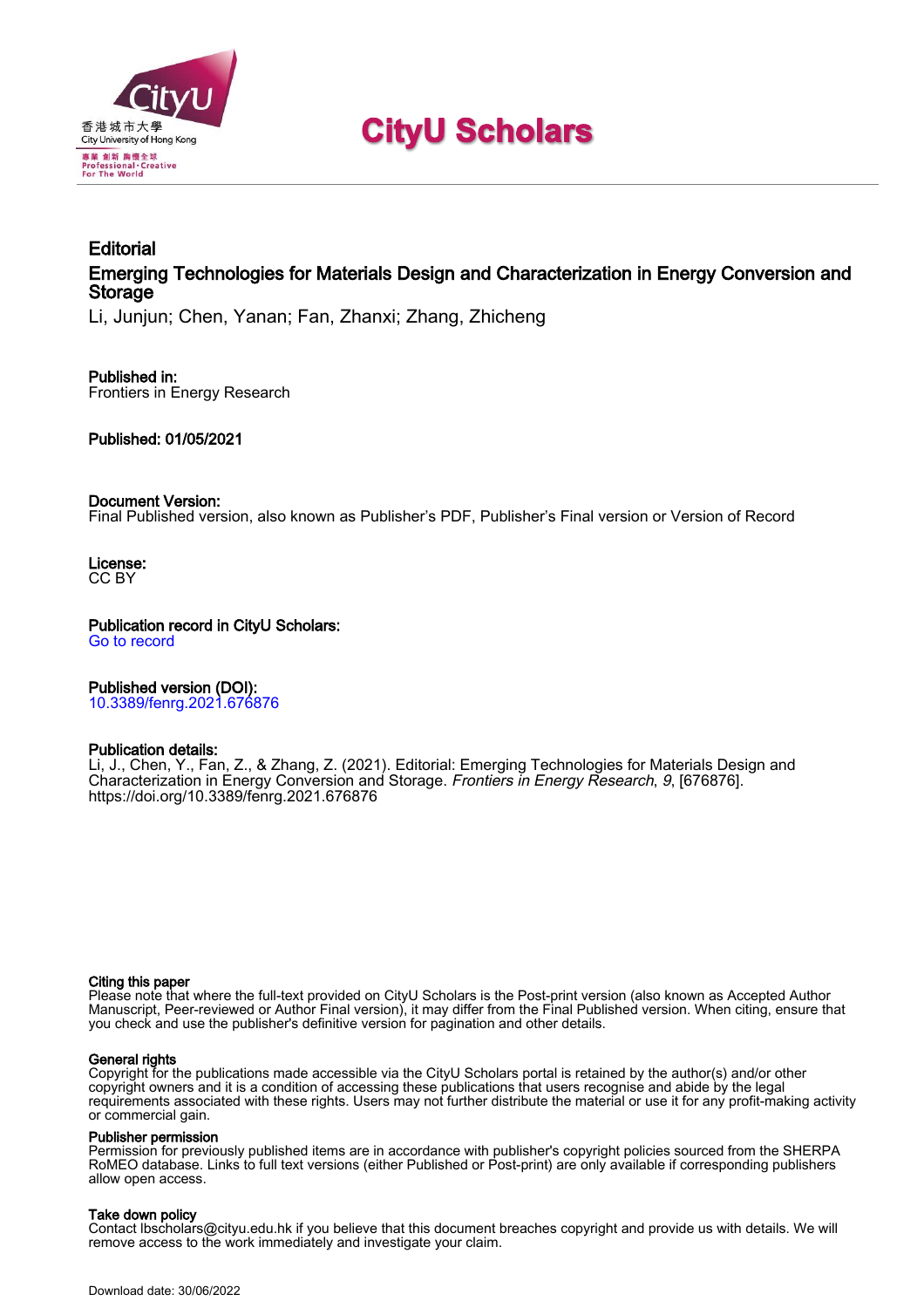# CityU Scholars

## Editorial

## Emerging Technologies for Materials Design and Characterization in Energy Conversion and Storage

Li, Junjun; Chen, Yanan; Fan, Zhanxi; Zhang, Zhicheng

**Published in:**
Frontiers in Energy Research

**Published:** 01/05/2021

**Document Version:**
Final Published version, also known as Publisher's PDF, Publisher's Final version or Version of Record

**License:**
CC BY

**Publication record in CityU Scholars:**
Go to record

**Published version (DOI):**
10.3389/fenrg.2021.676876

**Publication details:**
Li, J., Chen, Y., Fan, Z., & Zhang, Z. (2021). Editorial: Emerging Technologies for Materials Design and Characterization in Energy Conversion and Storage. *Frontiers in Energy Research*, *9*, [676876]. https://doi.org/10.3389/fenrg.2021.676876

**Citing this paper**
Please note that where the full-text provided on CityU Scholars is the Post-print version (also known as Accepted Author Manuscript, Peer-reviewed or Author Final version), it may differ from the Final Published version. When citing, ensure that you check and use the publisher's definitive version for pagination and other details.

**General rights**
Copyright for the publications made accessible via the CityU Scholars portal is retained by the author(s) and/or other copyright owners and it is a condition of accessing these publications that users recognise and abide by the legal requirements associated with these rights. Users may not further distribute the material or use it for any profit-making activity or commercial gain.

**Publisher permission**
Permission for previously published items are in accordance with publisher's copyright policies sourced from the SHERPA RoMEO database. Links to full text versions (either Published or Post-print) are only available if corresponding publishers allow open access.

**Take down policy**
Contact lbscholars@cityu.edu.hk if you believe that this document breaches copyright and provide us with details. We will remove access to the work immediately and investigate your claim.

Download date: 30/06/2022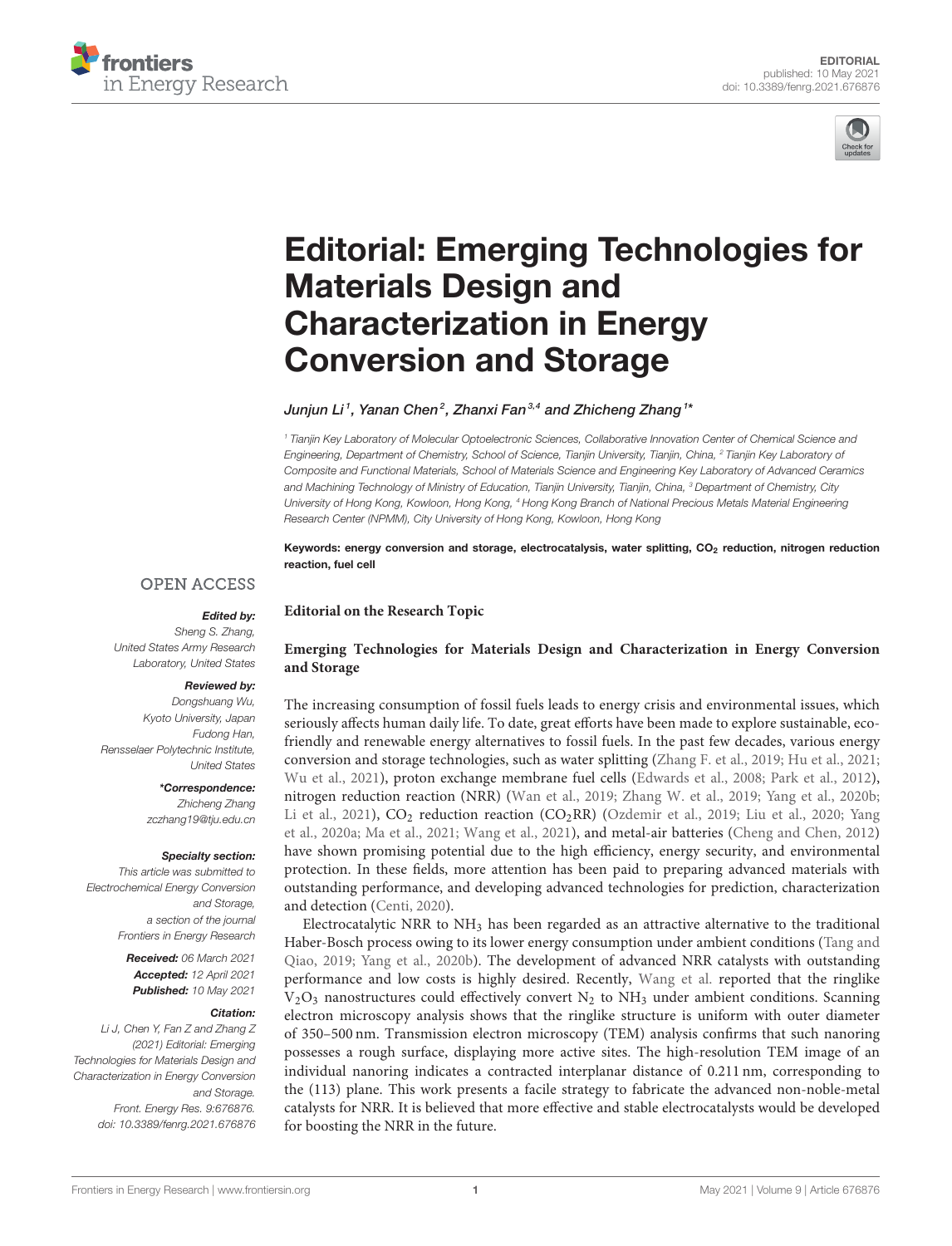# Editorial: Emerging Technologies for Materials Design and Characterization in Energy Conversion and Storage

*Junjun Li*[1], *Yanan Chen*[2], *Zhanxi Fan*[3,4] *and Zhicheng Zhang*[1]*

[1] Tianjin Key Laboratory of Molecular Optoelectronic Sciences, Collaborative Innovation Center of Chemical Science and Engineering, Department of Chemistry, School of Science, Tianjin University, Tianjin, China, [2] Tianjin Key Laboratory of Composite and Functional Materials, School of Materials Science and Engineering Key Laboratory of Advanced Ceramics and Machining Technology of Ministry of Education, Tianjin University, Tianjin, China, [3] Department of Chemistry, City University of Hong Kong, Kowloon, Hong Kong, [4] Hong Kong Branch of National Precious Metals Material Engineering Research Center (NPMM), City University of Hong Kong, Kowloon, Hong Kong

**Keywords: energy conversion and storage, electrocatalysis, water splitting, $CO_2$ reduction, nitrogen reduction reaction, fuel cell**

OPEN ACCESS

***Edited by:***
*Sheng S. Zhang, United States Army Research Laboratory, United States*

***Reviewed by:***
*Dongshuang Wu, Kyoto University, Japan*
*Fudong Han, Rensselaer Polytechnic Institute, United States*

***\*Correspondence:***
*Zhicheng Zhang*
*zczhang19@tju.edu.cn*

***Specialty section:***
*This article was submitted to Electrochemical Energy Conversion and Storage, a section of the journal Frontiers in Energy Research*

***Received:*** *06 March 2021*
***Accepted:*** *12 April 2021*
***Published:*** *10 May 2021*

***Citation:***
*Li J, Chen Y, Fan Z and Zhang Z (2021) Editorial: Emerging Technologies for Materials Design and Characterization in Energy Conversion and Storage. Front. Energy Res. 9:676876. doi: 10.3389/fenrg.2021.676876*

**Editorial on the Research Topic**

**Emerging Technologies for Materials Design and Characterization in Energy Conversion and Storage**

The increasing consumption of fossil fuels leads to energy crisis and environmental issues, which seriously affects human daily life. To date, great efforts have been made to explore sustainable, eco-friendly and renewable energy alternatives to fossil fuels. In the past few decades, various energy conversion and storage technologies, such as water splitting (Zhang F. et al., 2019; Hu et al., 2021; Wu et al., 2021), proton exchange membrane fuel cells (Edwards et al., 2008; Park et al., 2012), nitrogen reduction reaction (NRR) (Wan et al., 2019; Zhang W. et al., 2019; Yang et al., 2020b; Li et al., 2021), $CO_2$ reduction reaction ($CO_2$RR) (Ozdemir et al., 2019; Liu et al., 2020; Yang et al., 2020a; Ma et al., 2021; Wang et al., 2021), and metal-air batteries (Cheng and Chen, 2012) have shown promising potential due to the high efficiency, energy security, and environmental protection. In these fields, more attention has been paid to preparing advanced materials with outstanding performance, and developing advanced technologies for prediction, characterization and detection (Centi, 2020).

Electrocatalytic NRR to $NH_3$ has been regarded as an attractive alternative to the traditional Haber-Bosch process owing to its lower energy consumption under ambient conditions (Tang and Qiao, 2019; Yang et al., 2020b). The development of advanced NRR catalysts with outstanding performance and low costs is highly desired. Recently, Wang et al. reported that the ringlike $V_2O_3$ nanostructures could effectively convert $N_2$ to $NH_3$ under ambient conditions. Scanning electron microscopy analysis shows that the ringlike structure is uniform with outer diameter of 350–500 nm. Transmission electron microscopy (TEM) analysis confirms that such nanoring possesses a rough surface, displaying more active sites. The high-resolution TEM image of an individual nanoring indicates a contracted interplanar distance of 0.211 nm, corresponding to the (113) plane. This work presents a facile strategy to fabricate the advanced non-noble-metal catalysts for NRR. It is believed that more effective and stable electrocatalysts would be developed for boosting the NRR in the future.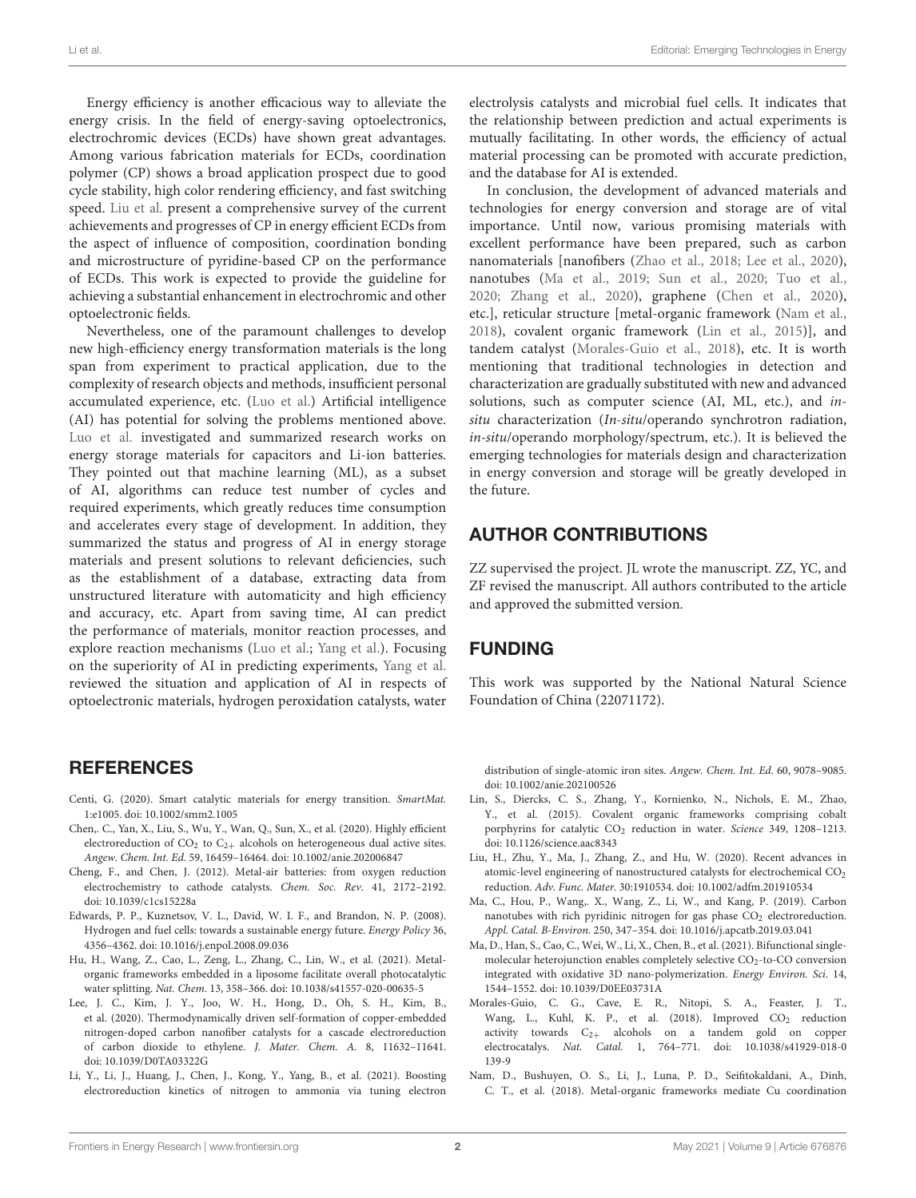Energy efficiency is another efficacious way to alleviate the energy crisis. In the field of energy-saving optoelectronics, electrochromic devices (ECDs) have shown great advantages. Among various fabrication materials for ECDs, coordination polymer (CP) shows a broad application prospect due to good cycle stability, high color rendering efficiency, and fast switching speed. Liu et al. present a comprehensive survey of the current achievements and progresses of CP in energy efficient ECDs from the aspect of influence of composition, coordination bonding and microstructure of pyridine-based CP on the performance of ECDs. This work is expected to provide the guideline for achieving a substantial enhancement in electrochromic and other optoelectronic fields.

Nevertheless, one of the paramount challenges to develop new high-efficiency energy transformation materials is the long span from experiment to practical application, due to the complexity of research objects and methods, insufficient personal accumulated experience, etc. (Luo et al.) Artificial intelligence (AI) has potential for solving the problems mentioned above. Luo et al. investigated and summarized research works on energy storage materials for capacitors and Li-ion batteries. They pointed out that machine learning (ML), as a subset of AI, algorithms can reduce test number of cycles and required experiments, which greatly reduces time consumption and accelerates every stage of development. In addition, they summarized the status and progress of AI in energy storage materials and present solutions to relevant deficiencies, such as the establishment of a database, extracting data from unstructured literature with automaticity and high efficiency and accuracy, etc. Apart from saving time, AI can predict the performance of materials, monitor reaction processes, and explore reaction mechanisms (Luo et al.; Yang et al.). Focusing on the superiority of AI in predicting experiments, Yang et al. reviewed the situation and application of AI in respects of optoelectronic materials, hydrogen peroxidation catalysts, water electrolysis catalysts and microbial fuel cells. It indicates that the relationship between prediction and actual experiments is mutually facilitating. In other words, the efficiency of actual material processing can be promoted with accurate prediction, and the database for AI is extended.

In conclusion, the development of advanced materials and technologies for energy conversion and storage are of vital importance. Until now, various promising materials with excellent performance have been prepared, such as carbon nanomaterials [nanofibers (Zhao et al., 2018; Lee et al., 2020), nanotubes (Ma et al., 2019; Sun et al., 2020; Tuo et al., 2020; Zhang et al., 2020), graphene (Chen et al., 2020), etc.], reticular structure [metal-organic framework (Nam et al., 2018), covalent organic framework (Lin et al., 2015)], and tandem catalyst (Morales-Guio et al., 2018), etc. It is worth mentioning that traditional technologies in detection and characterization are gradually substituted with new and advanced solutions, such as computer science (AI, ML, etc.), and *in-situ* characterization (*In-situ*/operando synchrotron radiation, *in-situ*/operando morphology/spectrum, etc.). It is believed the emerging technologies for materials design and characterization in energy conversion and storage will be greatly developed in the future.

## AUTHOR CONTRIBUTIONS

ZZ supervised the project. JL wrote the manuscript. ZZ, YC, and ZF revised the manuscript. All authors contributed to the article and approved the submitted version.

## FUNDING

This work was supported by the National Natural Science Foundation of China (22071172).

## REFERENCES

Centi, G. (2020). Smart catalytic materials for energy transition. *SmartMat.* 1:e1005. doi: 10.1002/smm2.1005

Chen,. C., Yan, X., Liu, S., Wu, Y., Wan, Q., Sun, X., et al. (2020). Highly efficient electroreduction of $CO_2$ to $C_{2+}$ alcohols on heterogeneous dual active sites. *Angew. Chem. Int. Ed.* 59, 16459–16464. doi: 10.1002/anie.202006847

Cheng, F., and Chen, J. (2012). Metal-air batteries: from oxygen reduction electrochemistry to cathode catalysts. *Chem. Soc. Rev.* 41, 2172–2192. doi: 10.1039/c1cs15228a

Edwards, P. P., Kuznetsov, V. L., David, W. I. F., and Brandon, N. P. (2008). Hydrogen and fuel cells: towards a sustainable energy future. *Energy Policy* 36, 4356–4362. doi: 10.1016/j.enpol.2008.09.036

Hu, H., Wang, Z., Cao, L., Zeng, L., Zhang, C., Lin, W., et al. (2021). Metal-organic frameworks embedded in a liposome facilitate overall photocatalytic water splitting. *Nat. Chem.* 13, 358–366. doi: 10.1038/s41557-020-00635-5

Lee, J. C., Kim, J. Y., Joo, W. H., Hong, D., Oh, S. H., Kim, B., et al. (2020). Thermodynamically driven self-formation of copper-embedded nitrogen-doped carbon nanofiber catalysts for a cascade electroreduction of carbon dioxide to ethylene. *J. Mater. Chem. A.* 8, 11632–11641. doi: 10.1039/D0TA03322G

Li, Y., Li, J., Huang, J., Chen, J., Kong, Y., Yang, B., et al. (2021). Boosting electroreduction kinetics of nitrogen to ammonia via tuning electron distribution of single-atomic iron sites. *Angew. Chem. Int. Ed.* 60, 9078–9085. doi: 10.1002/anie.202100526

Lin, S., Diercks, C. S., Zhang, Y., Kornienko, N., Nichols, E. M., Zhao, Y., et al. (2015). Covalent organic frameworks comprising cobalt porphyrins for catalytic $CO_2$ reduction in water. *Science* 349, 1208–1213. doi: 10.1126/science.aac8343

Liu, H., Zhu, Y., Ma, J., Zhang, Z., and Hu, W. (2020). Recent advances in atomic-level engineering of nanostructured catalysts for electrochemical $CO_2$ reduction. *Adv. Func. Mater.* 30:1910534. doi: 10.1002/adfm.201910534

Ma, C., Hou, P., Wang,. X., Wang, Z., Li, W., and Kang, P. (2019). Carbon nanotubes with rich pyridinic nitrogen for gas phase $CO_2$ electroreduction. *Appl. Catal. B-Environ.* 250, 347–354. doi: 10.1016/j.apcatb.2019.03.041

Ma, D., Han, S., Cao, C., Wei, W., Li, X., Chen, B., et al. (2021). Bifunctional single-molecular heterojunction enables completely selective $CO_2$-to-CO conversion integrated with oxidative 3D nano-polymerization. *Energy Environ. Sci.* 14, 1544–1552. doi: 10.1039/D0EE03731A

Morales-Guio, C. G., Cave, E. R., Nitopi, S. A., Feaster, J. T., Wang, L., Kuhl, K. P., et al. (2018). Improved $CO_2$ reduction activity towards $C_{2+}$ alcohols on a tandem gold on copper electrocatalys. *Nat. Catal.* 1, 764–771. doi: 10.1038/s41929-018-0139-9

Nam, D., Bushuyen, O. S., Li, J., Luna, P. D., Seifitokaldani, A., Dinh, C. T., et al. (2018). Metal-organic frameworks mediate Cu coordination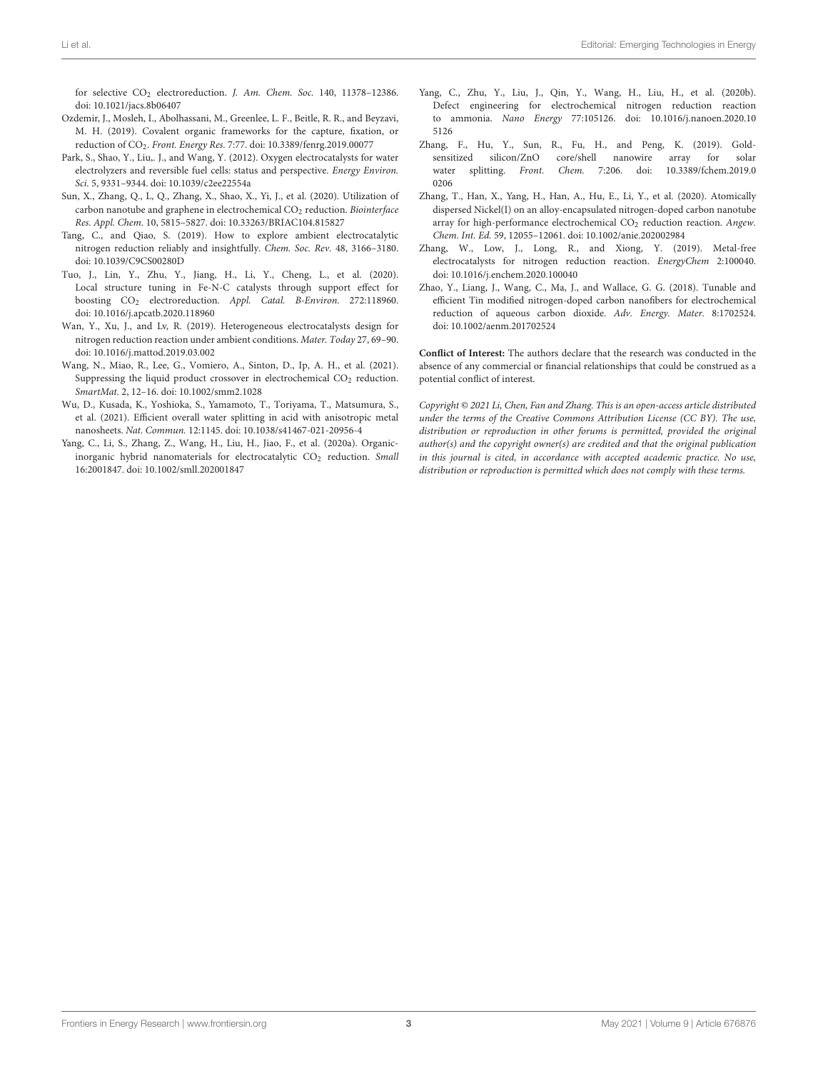for selective $CO_2$ electroreduction. *J. Am. Chem. Soc.* 140, 11378–12386. doi: 10.1021/jacs.8b06407

Ozdemir, J., Mosleh, I., Abolhassani, M., Greenlee, L. F., Beitle, R. R., and Beyzavi, M. H. (2019). Covalent organic frameworks for the capture, fixation, or reduction of $CO_2$. *Front. Energy Res.* 7:77. doi: 10.3389/fenrg.2019.00077

Park, S., Shao, Y., Liu,. J., and Wang, Y. (2012). Oxygen electrocatalysts for water electrolyzers and reversible fuel cells: status and perspective. *Energy Environ. Sci.* 5, 9331–9344. doi: 10.1039/c2ee22554a

Sun, X., Zhang, Q., L, Q., Zhang, X., Shao, X., Yi, J., et al. (2020). Utilization of carbon nanotube and graphene in electrochemical $CO_2$ reduction. *Biointerface Res. Appl. Chem.* 10, 5815–5827. doi: 10.33263/BRIAC104.815827

Tang, C., and Qiao, S. (2019). How to explore ambient electrocatalytic nitrogen reduction reliably and insightfully. *Chem. Soc. Rev.* 48, 3166–3180. doi: 10.1039/C9CS00280D

Tuo, J., Lin, Y., Zhu, Y., Jiang, H., Li, Y., Cheng, L., et al. (2020). Local structure tuning in Fe-N-C catalysts through support effect for boosting $CO_2$ electroreduction. *Appl. Catal. B-Environ.* 272:118960. doi: 10.1016/j.apcatb.2020.118960

Wan, Y., Xu, J., and Lv, R. (2019). Heterogeneous electrocatalysts design for nitrogen reduction reaction under ambient conditions. *Mater. Today* 27, 69–90. doi: 10.1016/j.mattod.2019.03.002

Wang, N., Miao, R., Lee, G., Vomiero, A., Sinton, D., Ip, A. H., et al. (2021). Suppressing the liquid product crossover in electrochemical $CO_2$ reduction. *SmartMat.* 2, 12–16. doi: 10.1002/smm2.1028

Wu, D., Kusada, K., Yoshioka, S., Yamamoto, T., Toriyama, T., Matsumura, S., et al. (2021). Efficient overall water splitting in acid with anisotropic metal nanosheets. *Nat. Commun.* 12:1145. doi: 10.1038/s41467-021-20956-4

Yang, C., Li, S., Zhang, Z., Wang, H., Liu, H., Jiao, F., et al. (2020a). Organic-inorganic hybrid nanomaterials for electrocatalytic $CO_2$ reduction. *Small* 16:2001847. doi: 10.1002/smll.202001847

Yang, C., Zhu, Y., Liu, J., Qin, Y., Wang, H., Liu, H., et al. (2020b). Defect engineering for electrochemical nitrogen reduction reaction to ammonia. *Nano Energy* 77:105126. doi: 10.1016/j.nanoen.2020.105126

Zhang, F., Hu, Y., Sun, R., Fu, H., and Peng, K. (2019). Gold-sensitized silicon/ZnO core/shell nanowire array for solar water splitting. *Front. Chem.* 7:206. doi: 10.3389/fchem.2019.00206

Zhang, T., Han, X., Yang, H., Han, A., Hu, E., Li, Y., et al. (2020). Atomically dispersed Nickel(I) on an alloy-encapsulated nitrogen-doped carbon nanotube array for high-performance electrochemical $CO_2$ reduction reaction. *Angew. Chem. Int. Ed.* 59, 12055–12061. doi: 10.1002/anie.202002984

Zhang, W., Low, J., Long, R., and Xiong, Y. (2019). Metal-free electrocatalysts for nitrogen reduction reaction. *EnergyChem* 2:100040. doi: 10.1016/j.enchem.2020.100040

Zhao, Y., Liang, J., Wang, C., Ma, J., and Wallace, G. G. (2018). Tunable and efficient Tin modified nitrogen-doped carbon nanofibers for electrochemical reduction of aqueous carbon dioxide. *Adv. Energy. Mater.* 8:1702524. doi: 10.1002/aenm.201702524

**Conflict of Interest:** The authors declare that the research was conducted in the absence of any commercial or financial relationships that could be construed as a potential conflict of interest.

*Copyright © 2021 Li, Chen, Fan and Zhang. This is an open-access article distributed under the terms of the Creative Commons Attribution License (CC BY). The use, distribution or reproduction in other forums is permitted, provided the original author(s) and the copyright owner(s) are credited and that the original publication in this journal is cited, in accordance with accepted academic practice. No use, distribution or reproduction is permitted which does not comply with these terms.*